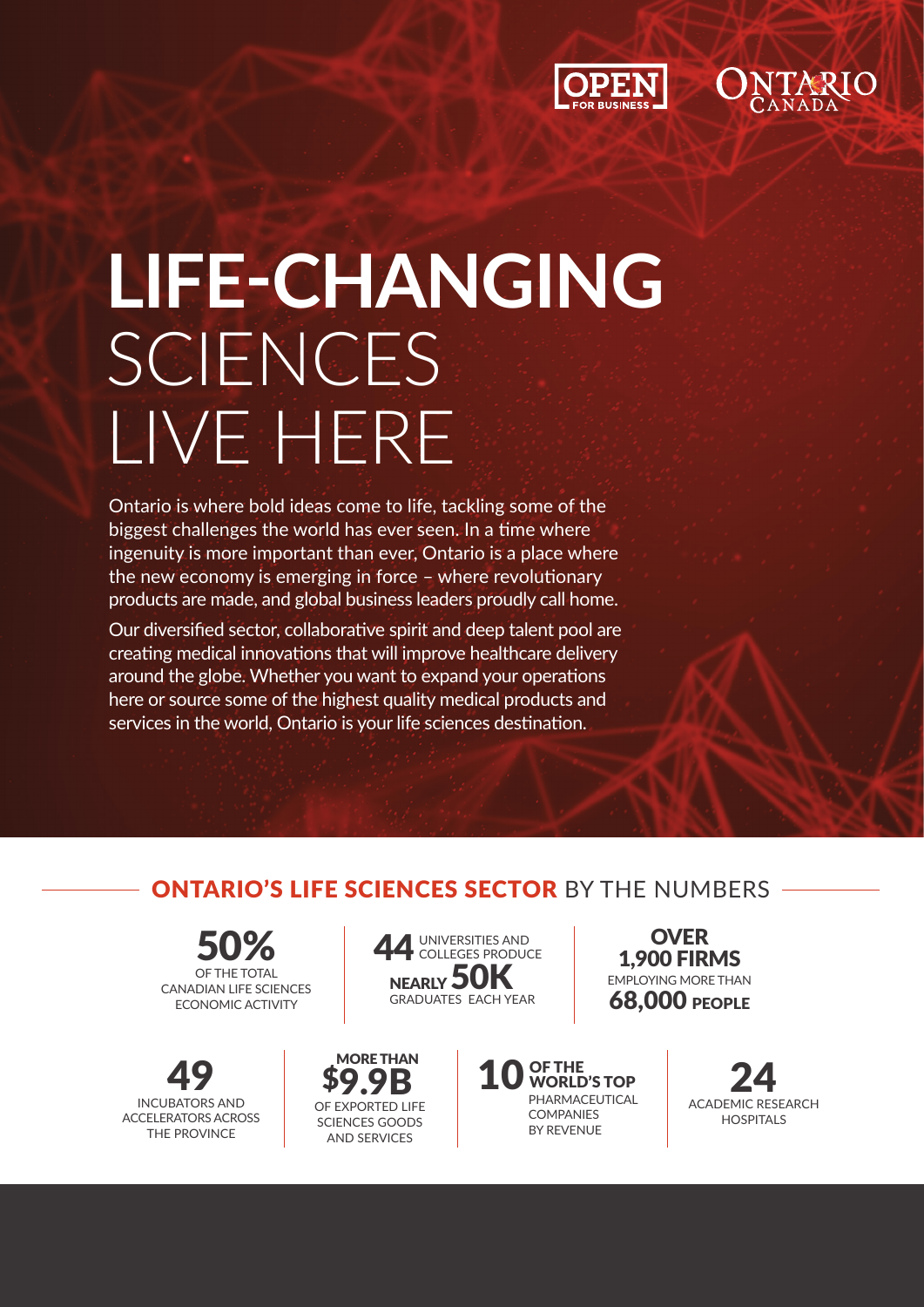# LIFE-CHANGING SCIENCES LIVE HERE

Ontario is where bold ideas come to life, tackling some of the biggest challenges the world has ever seen. In a time where ingenuity is more important than ever, Ontario is a place where the new economy is emerging in force – where revolutionary products are made, and global business leaders proudly call home.

Our diversified sector, collaborative spirit and deep talent pool are creating medical innovations that will improve healthcare delivery around the globe. Whether you want to expand your operations here or source some of the highest quality medical products and services in the world, Ontario is your life sciences destination.

## ONTARIO'S LIFE SCIENCES SECTOR BY THE NUMBERS

**50%** OF THE TOTAL CANADIAN LIFE SCIENCES ECONOMIC ACTIVITY

**44** UNIVERSITIES AND COLLEGES PRODUCE **NEARLY 50K** GRADUATES EACH YEAR

**OVER 1,900 FIRMS** EMPLOYING MORE THAN **68,000 PEOPLE**

**49** INCUBATORS AND ACCELERATORS ACROSS THE PROVINCE

**MORE THAN $9.9B** OF EXPORTED LIFE SCIENCES GOODS AND SERVICES

**10 OF THE WORLD'S TOP** PHARMACEUTICAL COMPANIES BY REVENUE

**24** ACADEMIC RESEARCH HOSPITALS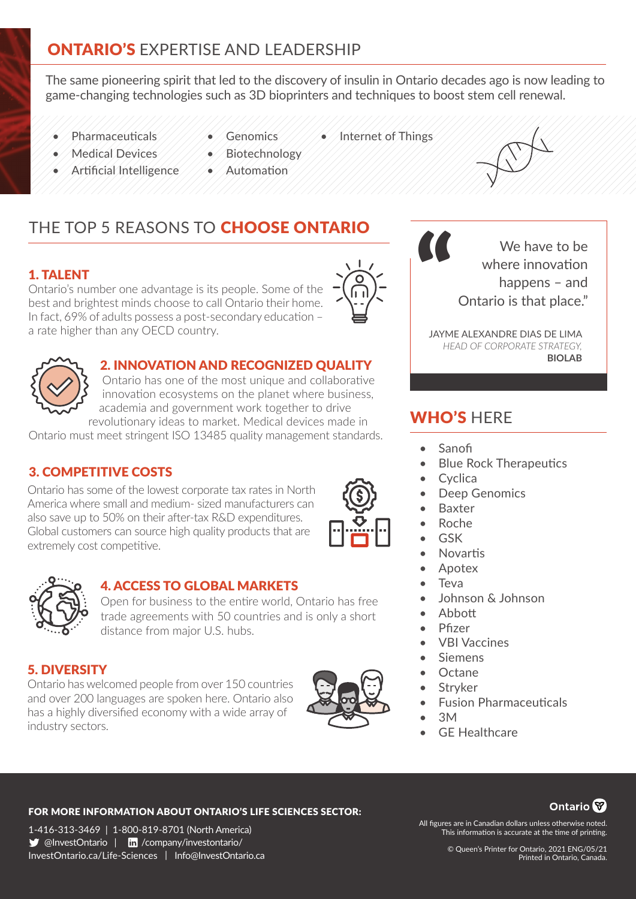## ONTARIO'S EXPERTISE AND LEADERSHIP

The same pioneering spirit that led to the discovery of insulin in Ontario decades ago is now leading to game-changing technologies such as 3D bioprinters and techniques to boost stem cell renewal.

- Pharmaceuticals
- Medical Devices
- Artificial Intelligence
- Genomics
- Biotechnology
- Automation
- Internet of Things

## THE TOP 5 REASONS TO CHOOSE ONTARIO

### 1. TALENT

Ontario's number one advantage is its people. Some of the best and brightest minds choose to call Ontario their home. In fact, 69% of adults possess a post-secondary education – a rate higher than any OECD country.

### 2. INNOVATION AND RECOGNIZED QUALITY

Ontario has one of the most unique and collaborative innovation ecosystems on the planet where business, academia and government work together to drive revolutionary ideas to market. Medical devices made in Ontario must meet stringent ISO 13485 quality management standards.

### 3. COMPETITIVE COSTS

Ontario has some of the lowest corporate tax rates in North America where small and medium- sized manufacturers can also save up to 50% on their after-tax R&D expenditures. Global customers can source high quality products that are extremely cost competitive.

### 4. ACCESS TO GLOBAL MARKETS

Open for business to the entire world, Ontario has free trade agreements with 50 countries and is only a short distance from major U.S. hubs.

### 5. DIVERSITY

Ontario has welcomed people from over 150 countries and over 200 languages are spoken here. Ontario also has a highly diversified economy with a wide array of industry sectors.

> "We have to be where innovation happens – and Ontario is that place."
>
> JAYME ALEXANDRE DIAS DE LIMA
> *HEAD OF CORPORATE STRATEGY,*
> **BIOLAB**

## WHO'S HERE

- Sanofi
- Blue Rock Therapeutics
- Cyclica
- Deep Genomics
- Baxter
- Roche
- GSK
- Novartis
- Apotex
- Teva
- Johnson & Johnson
- Abbott
- Pfizer
- VBI Vaccines
- Siemens
- Octane
- Stryker
- Fusion Pharmaceuticals
- 3M
- GE Healthcare

**FOR MORE INFORMATION ABOUT ONTARIO'S LIFE SCIENCES SECTOR:**

1-416-313-3469 | 1-800-819-8701 (North America)
@InvestOntario | /company/investontario/
InvestOntario.ca/Life-Sciences | Info@InvestOntario.ca

Ontario

All figures are in Canadian dollars unless otherwise noted.
This information is accurate at the time of printing.

© Queen's Printer for Ontario, 2021 ENG/05/21
Printed in Ontario, Canada.